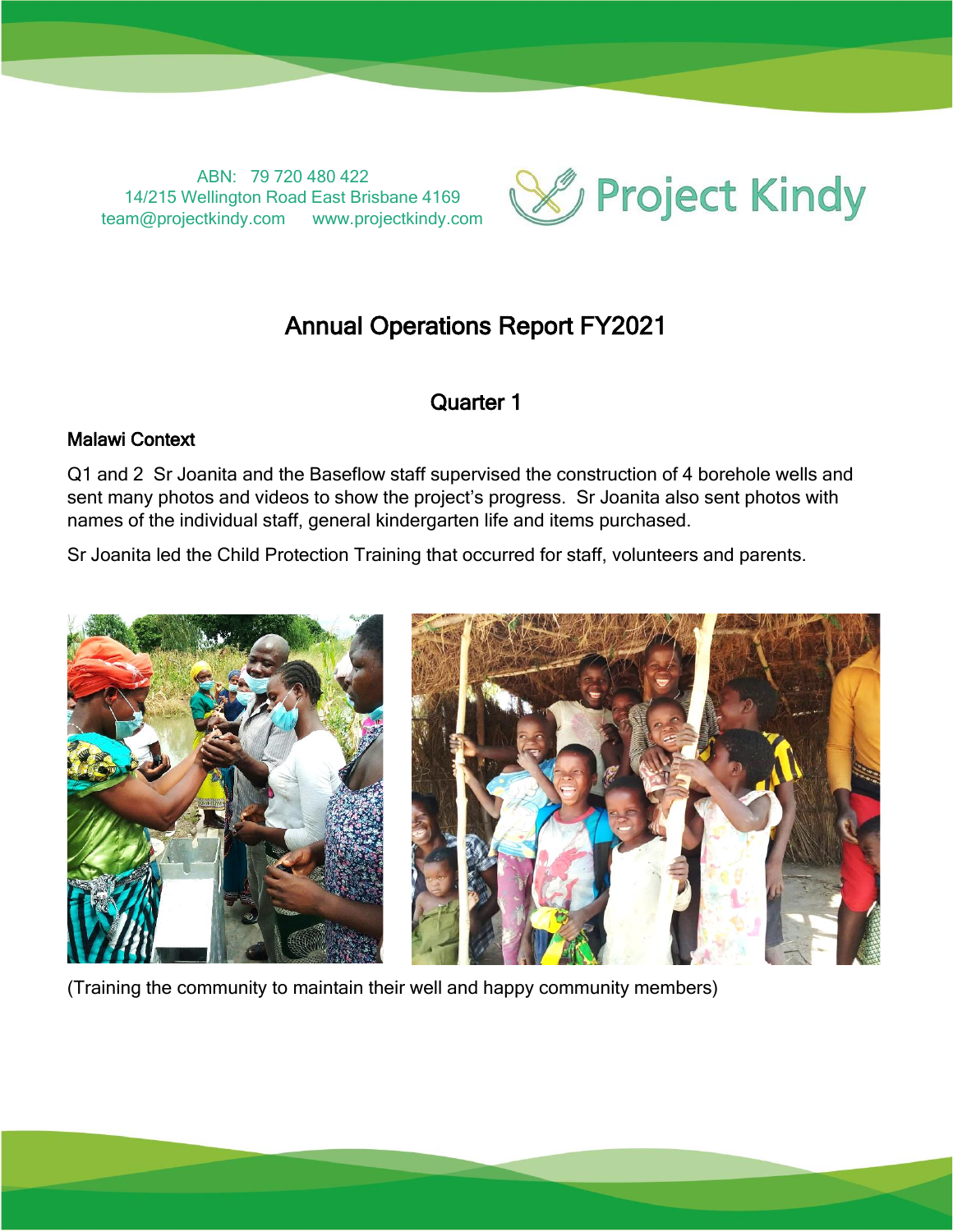ABN: 79 720 480 422
14/215 Wellington Road East Brisbane 4169
team@projectkindy.com www.projectkindy.com

Project Kindy

# Annual Operations Report FY2021

## Quarter 1

### Malawi Context

Q1 and 2 Sr Joanita and the Baseflow staff supervised the construction of 4 borehole wells and sent many photos and videos to show the project's progress. Sr Joanita also sent photos with names of the individual staff, general kindergarten life and items purchased.

Sr Joanita led the Child Protection Training that occurred for staff, volunteers and parents.

(Training the community to maintain their well and happy community members)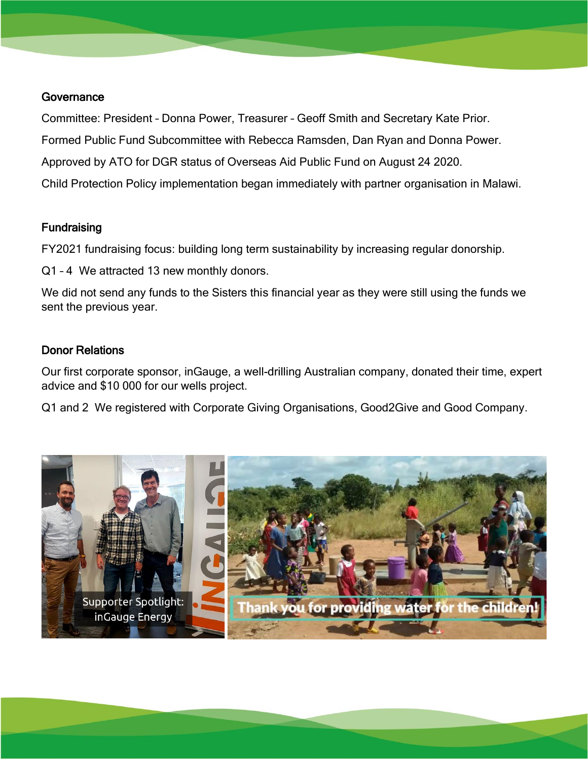## Governance

Committee: President – Donna Power, Treasurer – Geoff Smith and Secretary Kate Prior.

Formed Public Fund Subcommittee with Rebecca Ramsden, Dan Ryan and Donna Power.

Approved by ATO for DGR status of Overseas Aid Public Fund on August 24 2020.

Child Protection Policy implementation began immediately with partner organisation in Malawi.

## Fundraising

FY2021 fundraising focus: building long term sustainability by increasing regular donorship.

Q1 – 4  We attracted 13 new monthly donors.

We did not send any funds to the Sisters this financial year as they were still using the funds we sent the previous year.

## Donor Relations

Our first corporate sponsor, inGauge, a well-drilling Australian company, donated their time, expert advice and $10 000 for our wells project.

Q1 and 2  We registered with Corporate Giving Organisations, Good2Give and Good Company.

Supporter Spotlight: inGauge Energy

Thank you for providing water for the children!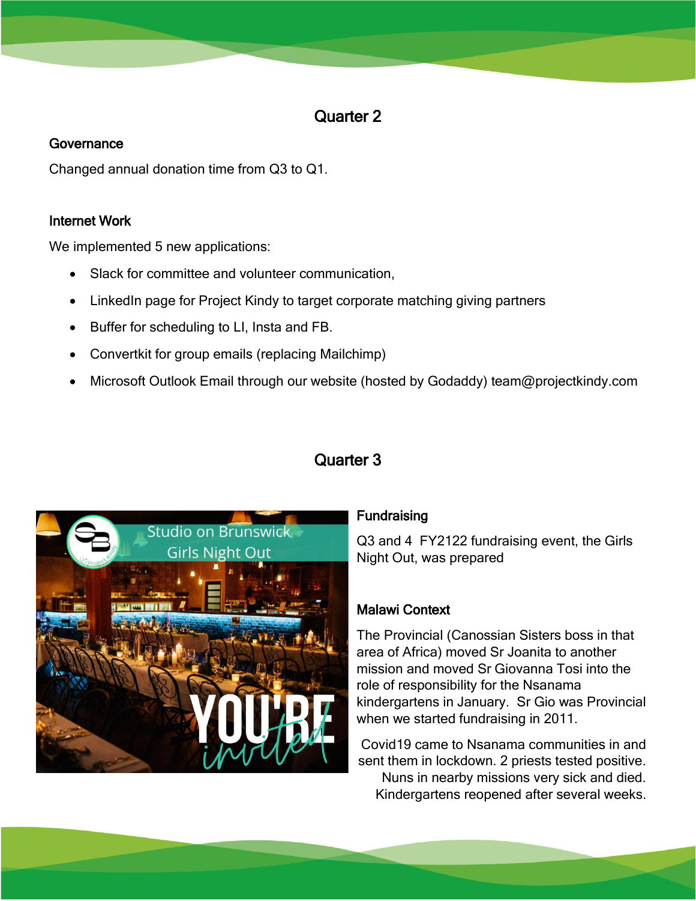## Quarter 2

### Governance

Changed annual donation time from Q3 to Q1.

### Internet Work

We implemented 5 new applications:

- Slack for committee and volunteer communication,
- LinkedIn page for Project Kindy to target corporate matching giving partners
- Buffer for scheduling to LI, Insta and FB.
- Convertkit for group emails (replacing Mailchimp)
- Microsoft Outlook Email through our website (hosted by Godaddy) team@projectkindy.com

## Quarter 3

### Fundraising

Q3 and 4 FY2122 fundraising event, the Girls Night Out, was prepared

### Malawi Context

The Provincial (Canossian Sisters boss in that area of Africa) moved Sr Joanita to another mission and moved Sr Giovanna Tosi into the role of responsibility for the Nsanama kindergartens in January. Sr Gio was Provincial when we started fundraising in 2011.

Covid19 came to Nsanama communities in and sent them in lockdown. 2 priests tested positive. Nuns in nearby missions very sick and died. Kindergartens reopened after several weeks.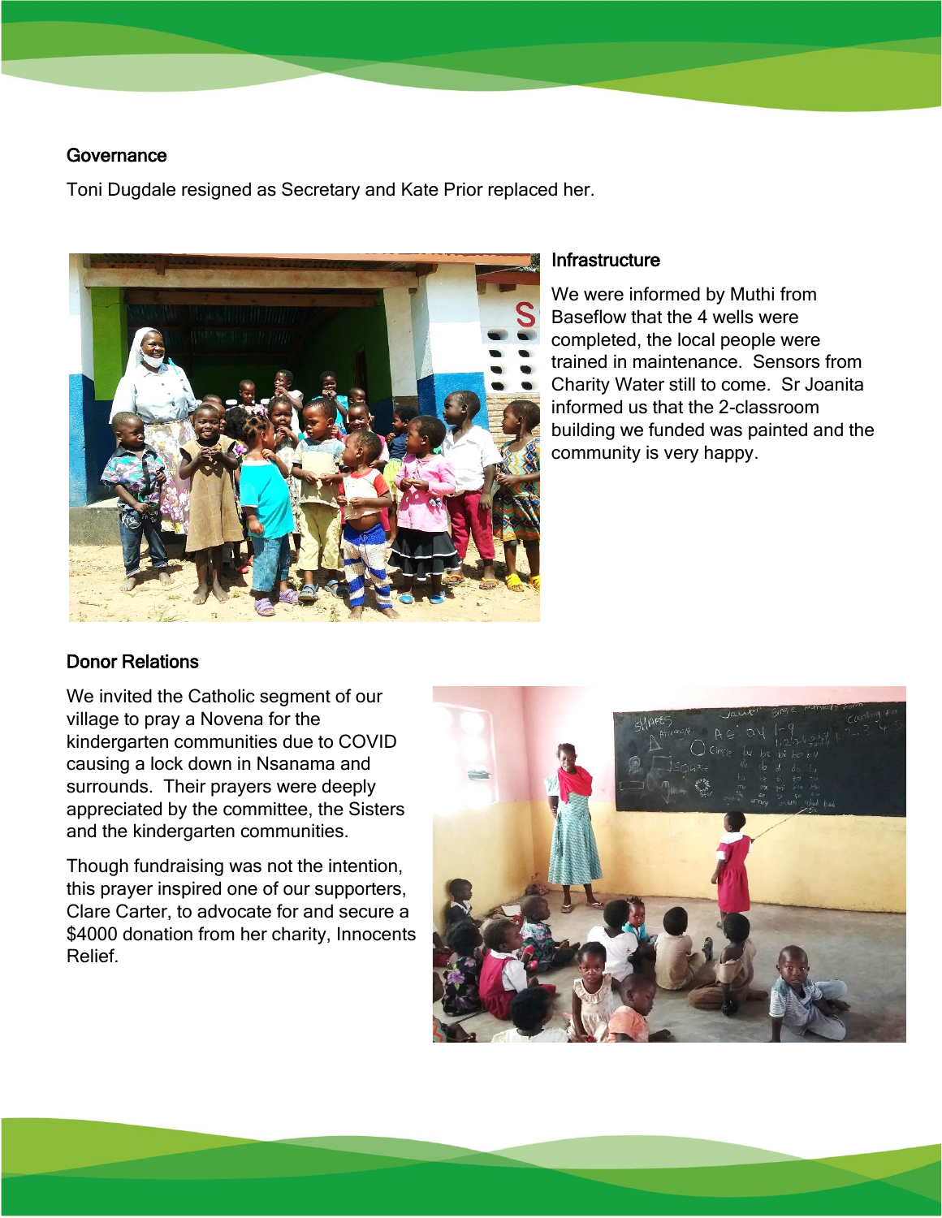### Governance

Toni Dugdale resigned as Secretary and Kate Prior replaced her.

### Infrastructure

We were informed by Muthi from Baseflow that the 4 wells were completed, the local people were trained in maintenance. Sensors from Charity Water still to come. Sr Joanita informed us that the 2-classroom building we funded was painted and the community is very happy.

### Donor Relations

We invited the Catholic segment of our village to pray a Novena for the kindergarten communities due to COVID causing a lock down in Nsanama and surrounds. Their prayers were deeply appreciated by the committee, the Sisters and the kindergarten communities.

Though fundraising was not the intention, this prayer inspired one of our supporters, Clare Carter, to advocate for and secure a $4000 donation from her charity, Innocents Relief.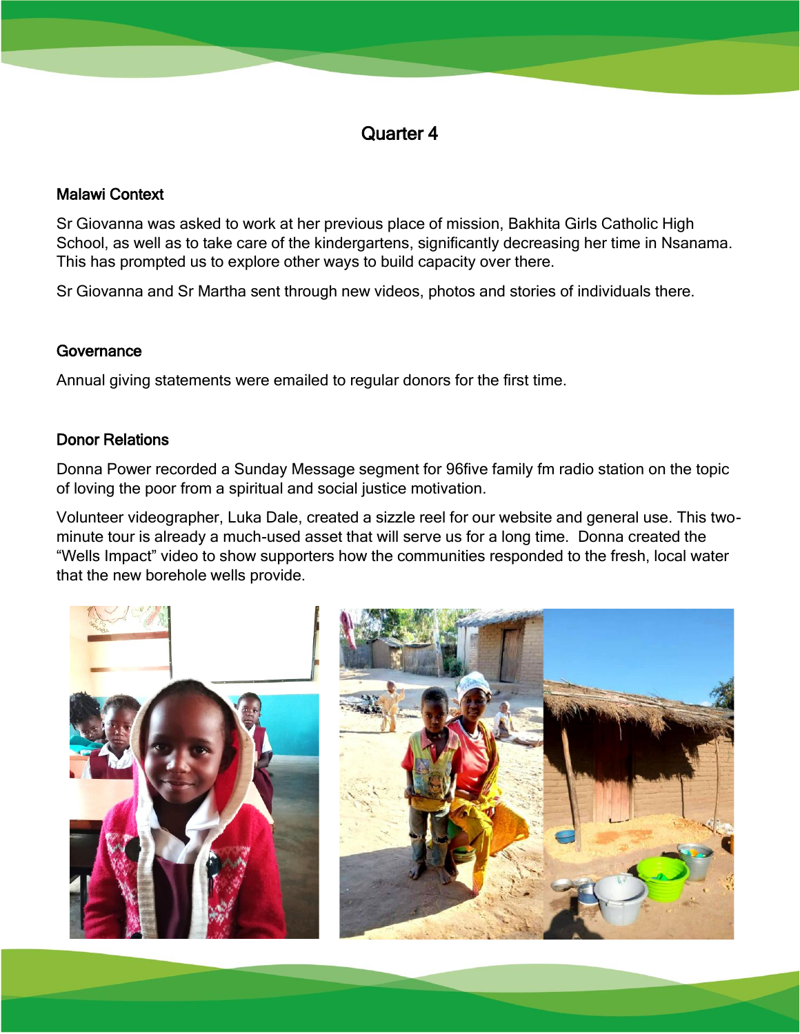# Quarter 4

## Malawi Context

Sr Giovanna was asked to work at her previous place of mission, Bakhita Girls Catholic High School, as well as to take care of the kindergartens, significantly decreasing her time in Nsanama. This has prompted us to explore other ways to build capacity over there.

Sr Giovanna and Sr Martha sent through new videos, photos and stories of individuals there.

## Governance

Annual giving statements were emailed to regular donors for the first time.

## Donor Relations

Donna Power recorded a Sunday Message segment for 96five family fm radio station on the topic of loving the poor from a spiritual and social justice motivation.

Volunteer videographer, Luka Dale, created a sizzle reel for our website and general use. This two-minute tour is already a much-used asset that will serve us for a long time. Donna created the "Wells Impact" video to show supporters how the communities responded to the fresh, local water that the new borehole wells provide.